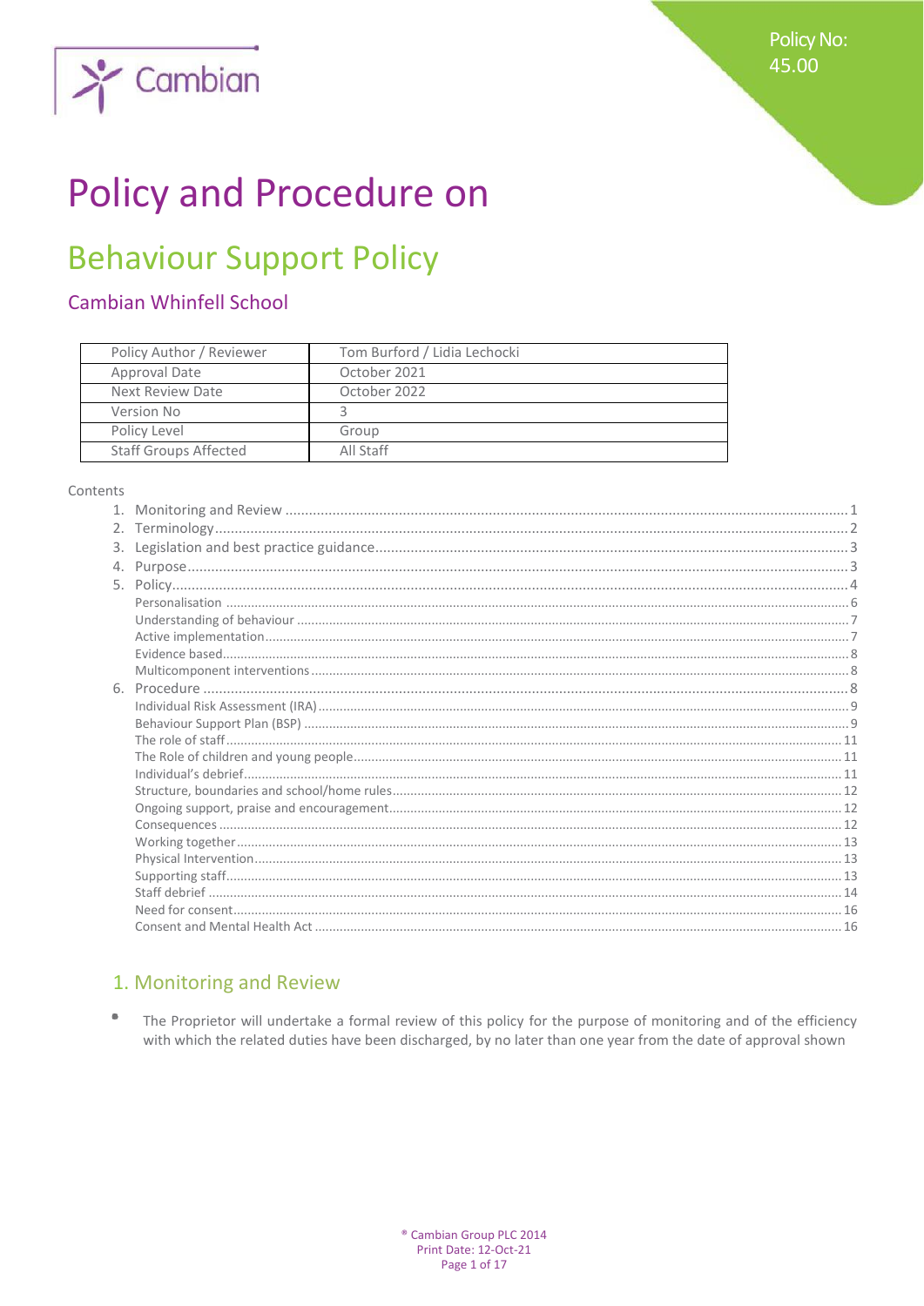Policy No: 45.00

# Policy and Procedure on

## Behaviour Support Policy

### Cambian Whinfell School

| Policy Author / Reviewer | Tom Burford / Lidia Lechocki |
|---|---|
| Approval Date | October 2021 |
| Next Review Date | October 2022 |
| Version No | 3 |
| Policy Level | Group |
| Staff Groups Affected | All Staff |

Contents

1. Monitoring and Review ... 1
2. Terminology ... 2
3. Legislation and best practice guidance ... 3
4. Purpose ... 3
5. Policy ... 4
   - Personalisation ... 6
   - Understanding of behaviour ... 7
   - Active implementation ... 7
   - Evidence based ... 8
   - Multicomponent interventions ... 8
6. Procedure ... 8
   - Individual Risk Assessment (IRA) ... 9
   - Behaviour Support Plan (BSP) ... 9
   - The role of staff ... 11
   - The Role of children and young people ... 11
   - Individual's debrief ... 11
   - Structure, boundaries and school/home rules ... 12
   - Ongoing support, praise and encouragement ... 12
   - Consequences ... 12
   - Working together ... 13
   - Physical Intervention ... 13
   - Supporting staff ... 13
   - Staff debrief ... 14
   - Need for consent ... 16
   - Consent and Mental Health Act ... 16

## 1. Monitoring and Review

- The Proprietor will undertake a formal review of this policy for the purpose of monitoring and of the efficiency with which the related duties have been discharged, by no later than one year from the date of approval shown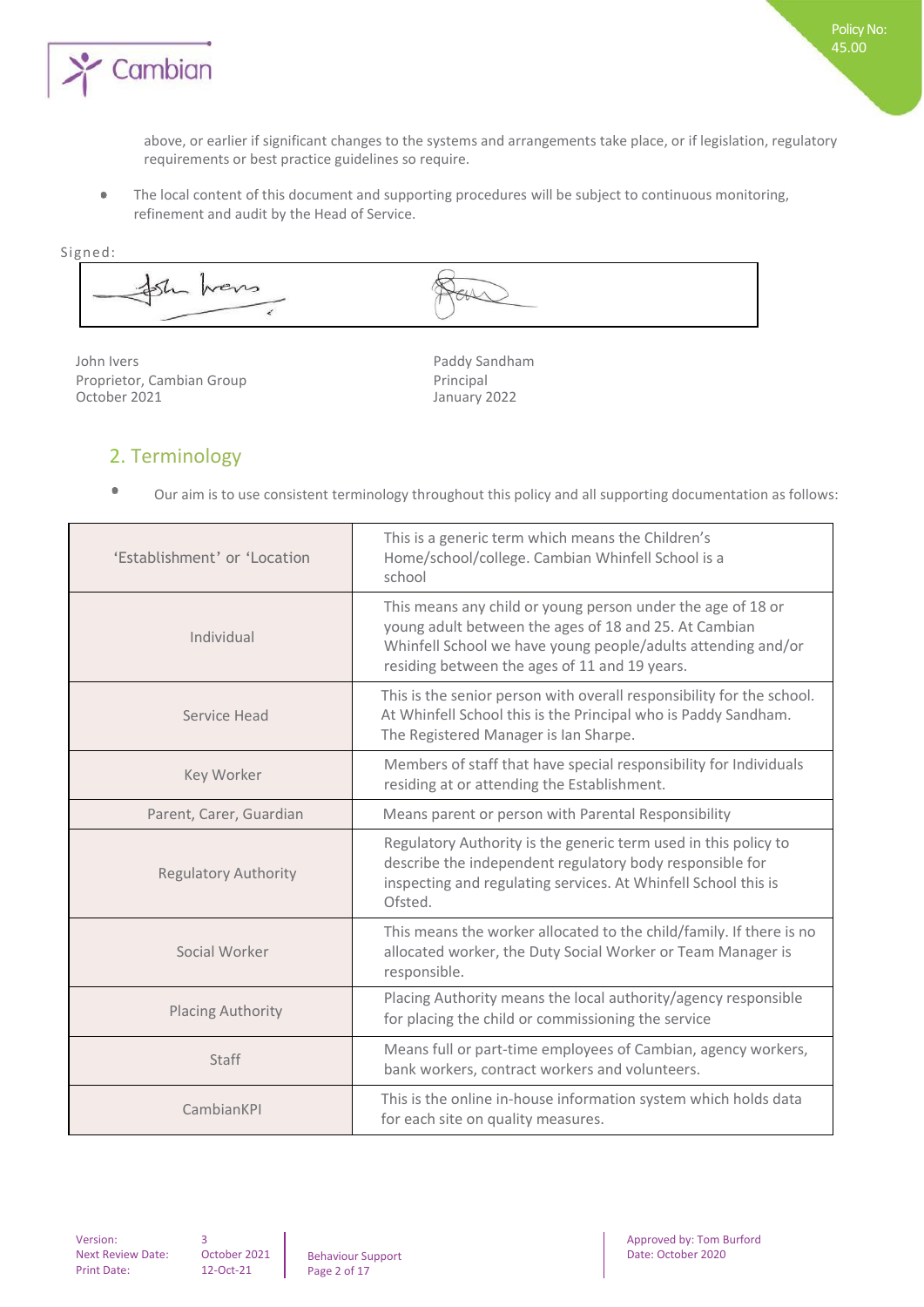above, or earlier if significant changes to the systems and arrangements take place, or if legislation, regulatory requirements or best practice guidelines so require.

- The local content of this document and supporting procedures will be subject to continuous monitoring, refinement and audit by the Head of Service.

Signed:

| John Ivers<br>Proprietor, Cambian Group<br>October 2021 | Paddy Sandham<br>Principal<br>January 2022 |
|---|---|

## 2. Terminology

- Our aim is to use consistent terminology throughout this policy and all supporting documentation as follows:

| Term | Meaning |
|---|---|
| 'Establishment' or 'Location | This is a generic term which means the Children's Home/school/college. Cambian Whinfell School is a school |
| Individual | This means any child or young person under the age of 18 or young adult between the ages of 18 and 25. At Cambian Whinfell School we have young people/adults attending and/or residing between the ages of 11 and 19 years. |
| Service Head | This is the senior person with overall responsibility for the school. At Whinfell School this is the Principal who is Paddy Sandham. The Registered Manager is Ian Sharpe. |
| Key Worker | Members of staff that have special responsibility for Individuals residing at or attending the Establishment. |
| Parent, Carer, Guardian | Means parent or person with Parental Responsibility |
| Regulatory Authority | Regulatory Authority is the generic term used in this policy to describe the independent regulatory body responsible for inspecting and regulating services. At Whinfell School this is Ofsted. |
| Social Worker | This means the worker allocated to the child/family. If there is no allocated worker, the Duty Social Worker or Team Manager is responsible. |
| Placing Authority | Placing Authority means the local authority/agency responsible for placing the child or commissioning the service |
| Staff | Means full or part-time employees of Cambian, agency workers, bank workers, contract workers and volunteers. |
| CambianKPI | This is the online in-house information system which holds data for each site on quality measures. |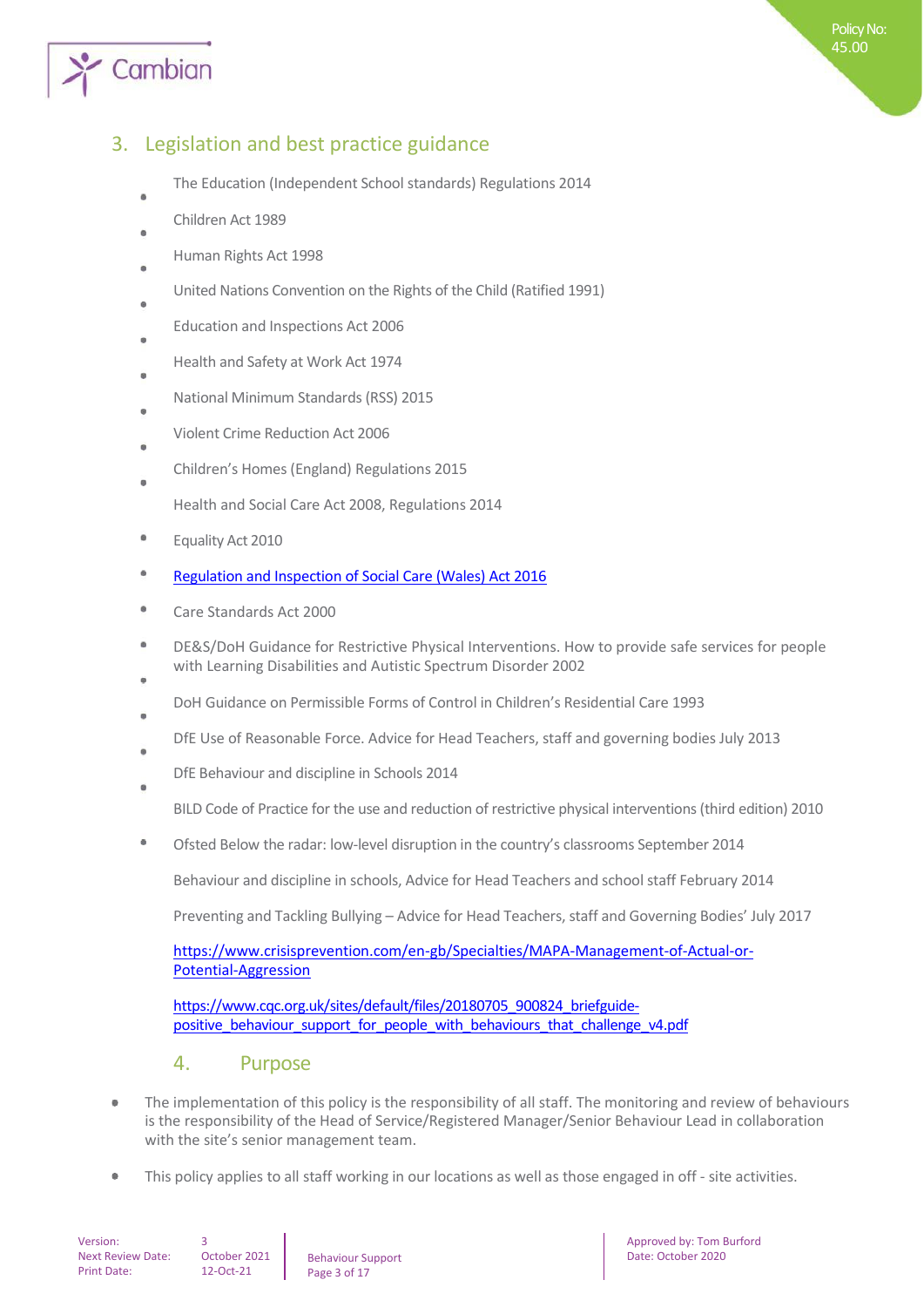## 3. Legislation and best practice guidance

- The Education (Independent School standards) Regulations 2014
- Children Act 1989
- Human Rights Act 1998
- United Nations Convention on the Rights of the Child (Ratified 1991)
- Education and Inspections Act 2006
- Health and Safety at Work Act 1974
- National Minimum Standards (RSS) 2015
- Violent Crime Reduction Act 2006
- Children's Homes (England) Regulations 2015
- Health and Social Care Act 2008, Regulations 2014
- Equality Act 2010
- [Regulation and Inspection of Social Care (Wales) Act 2016]()
- Care Standards Act 2000
- DE&S/DoH Guidance for Restrictive Physical Interventions. How to provide safe services for people with Learning Disabilities and Autistic Spectrum Disorder 2002
- DoH Guidance on Permissible Forms of Control in Children's Residential Care 1993
- DfE Use of Reasonable Force. Advice for Head Teachers, staff and governing bodies July 2013
- DfE Behaviour and discipline in Schools 2014
- BILD Code of Practice for the use and reduction of restrictive physical interventions (third edition) 2010
- Ofsted Below the radar: low-level disruption in the country's classrooms September 2014
- Behaviour and discipline in schools, Advice for Head Teachers and school staff February 2014
- Preventing and Tackling Bullying – Advice for Head Teachers, staff and Governing Bodies' July 2017

https://www.crisisprevention.com/en-gb/Specialties/MAPA-Management-of-Actual-or-Potential-Aggression

https://www.cqc.org.uk/sites/default/files/20180705_900824_briefguide-positive_behaviour_support_for_people_with_behaviours_that_challenge_v4.pdf

## 4. Purpose

- The implementation of this policy is the responsibility of all staff. The monitoring and review of behaviours is the responsibility of the Head of Service/Registered Manager/Senior Behaviour Lead in collaboration with the site's senior management team.
- This policy applies to all staff working in our locations as well as those engaged in off - site activities.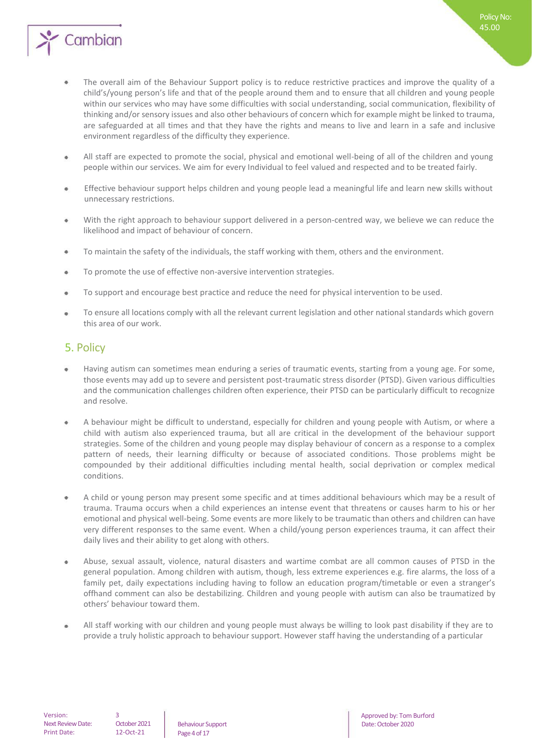- The overall aim of the Behaviour Support policy is to reduce restrictive practices and improve the quality of a child's/young person's life and that of the people around them and to ensure that all children and young people within our services who may have some difficulties with social understanding, social communication, flexibility of thinking and/or sensory issues and also other behaviours of concern which for example might be linked to trauma, are safeguarded at all times and that they have the rights and means to live and learn in a safe and inclusive environment regardless of the difficulty they experience.
- All staff are expected to promote the social, physical and emotional well-being of all of the children and young people within our services. We aim for every Individual to feel valued and respected and to be treated fairly.
- Effective behaviour support helps children and young people lead a meaningful life and learn new skills without unnecessary restrictions.
- With the right approach to behaviour support delivered in a person-centred way, we believe we can reduce the likelihood and impact of behaviour of concern.
- To maintain the safety of the individuals, the staff working with them, others and the environment.
- To promote the use of effective non-aversive intervention strategies.
- To support and encourage best practice and reduce the need for physical intervention to be used.
- To ensure all locations comply with all the relevant current legislation and other national standards which govern this area of our work.

## 5. Policy

- Having autism can sometimes mean enduring a series of traumatic events, starting from a young age. For some, those events may add up to severe and persistent post-traumatic stress disorder (PTSD). Given various difficulties and the communication challenges children often experience, their PTSD can be particularly difficult to recognize and resolve.
- A behaviour might be difficult to understand, especially for children and young people with Autism, or where a child with autism also experienced trauma, but all are critical in the development of the behaviour support strategies. Some of the children and young people may display behaviour of concern as a response to a complex pattern of needs, their learning difficulty or because of associated conditions. Those problems might be compounded by their additional difficulties including mental health, social deprivation or complex medical conditions.
- A child or young person may present some specific and at times additional behaviours which may be a result of trauma. Trauma occurs when a child experiences an intense event that threatens or causes harm to his or her emotional and physical well-being. Some events are more likely to be traumatic than others and children can have very different responses to the same event. When a child/young person experiences trauma, it can affect their daily lives and their ability to get along with others.
- Abuse, sexual assault, violence, natural disasters and wartime combat are all common causes of PTSD in the general population. Among children with autism, though, less extreme experiences e.g. fire alarms, the loss of a family pet, daily expectations including having to follow an education program/timetable or even a stranger's offhand comment can also be destabilizing. Children and young people with autism can also be traumatized by others' behaviour toward them.
- All staff working with our children and young people must always be willing to look past disability if they are to provide a truly holistic approach to behaviour support. However staff having the understanding of a particular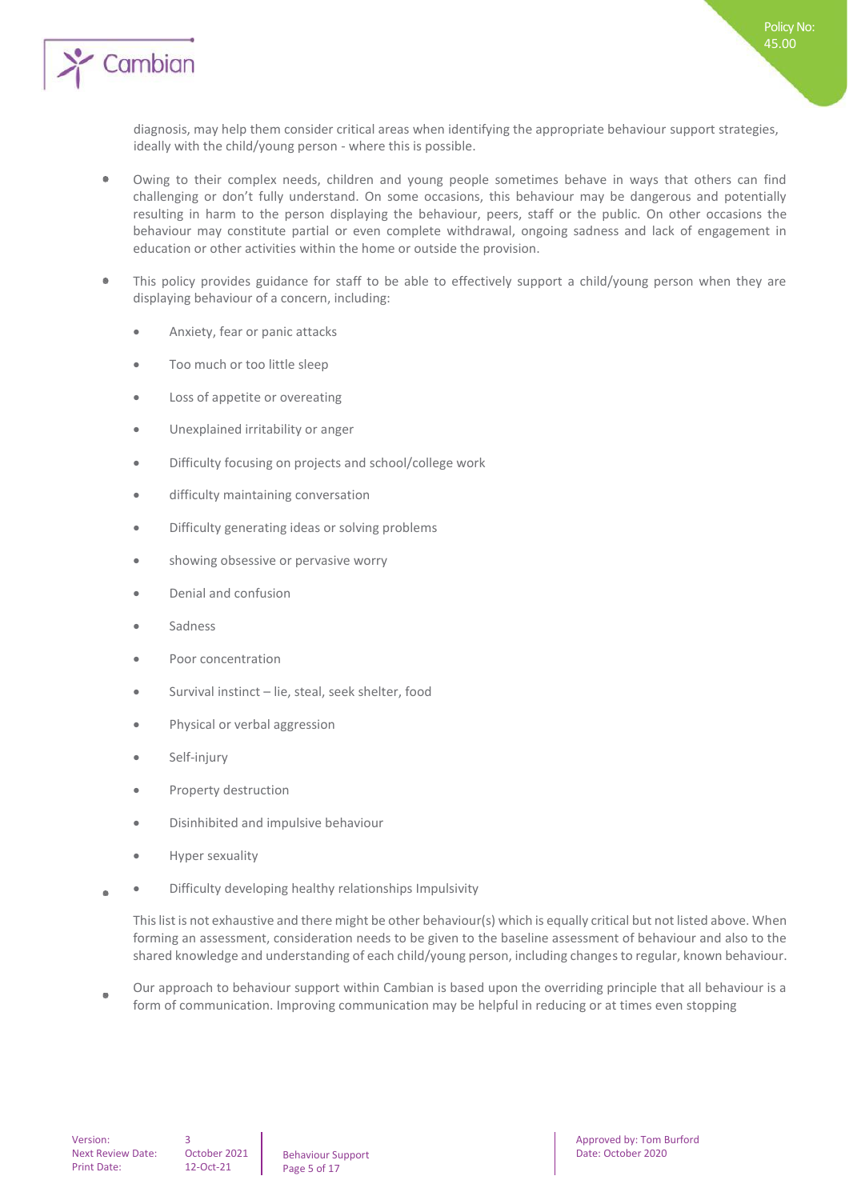diagnosis, may help them consider critical areas when identifying the appropriate behaviour support strategies, ideally with the child/young person - where this is possible.

- Owing to their complex needs, children and young people sometimes behave in ways that others can find challenging or don't fully understand. On some occasions, this behaviour may be dangerous and potentially resulting in harm to the person displaying the behaviour, peers, staff or the public. On other occasions the behaviour may constitute partial or even complete withdrawal, ongoing sadness and lack of engagement in education or other activities within the home or outside the provision.

- This policy provides guidance for staff to be able to effectively support a child/young person when they are displaying behaviour of a concern, including:

  - Anxiety, fear or panic attacks
  - Too much or too little sleep
  - Loss of appetite or overeating
  - Unexplained irritability or anger
  - Difficulty focusing on projects and school/college work
  - difficulty maintaining conversation
  - Difficulty generating ideas or solving problems
  - showing obsessive or pervasive worry
  - Denial and confusion
  - Sadness
  - Poor concentration
  - Survival instinct – lie, steal, seek shelter, food
  - Physical or verbal aggression
  - Self-injury
  - Property destruction
  - Disinhibited and impulsive behaviour
  - Hyper sexuality
  - Difficulty developing healthy relationships Impulsivity

  This list is not exhaustive and there might be other behaviour(s) which is equally critical but not listed above. When forming an assessment, consideration needs to be given to the baseline assessment of behaviour and also to the shared knowledge and understanding of each child/young person, including changes to regular, known behaviour.

- Our approach to behaviour support within Cambian is based upon the overriding principle that all behaviour is a form of communication. Improving communication may be helpful in reducing or at times even stopping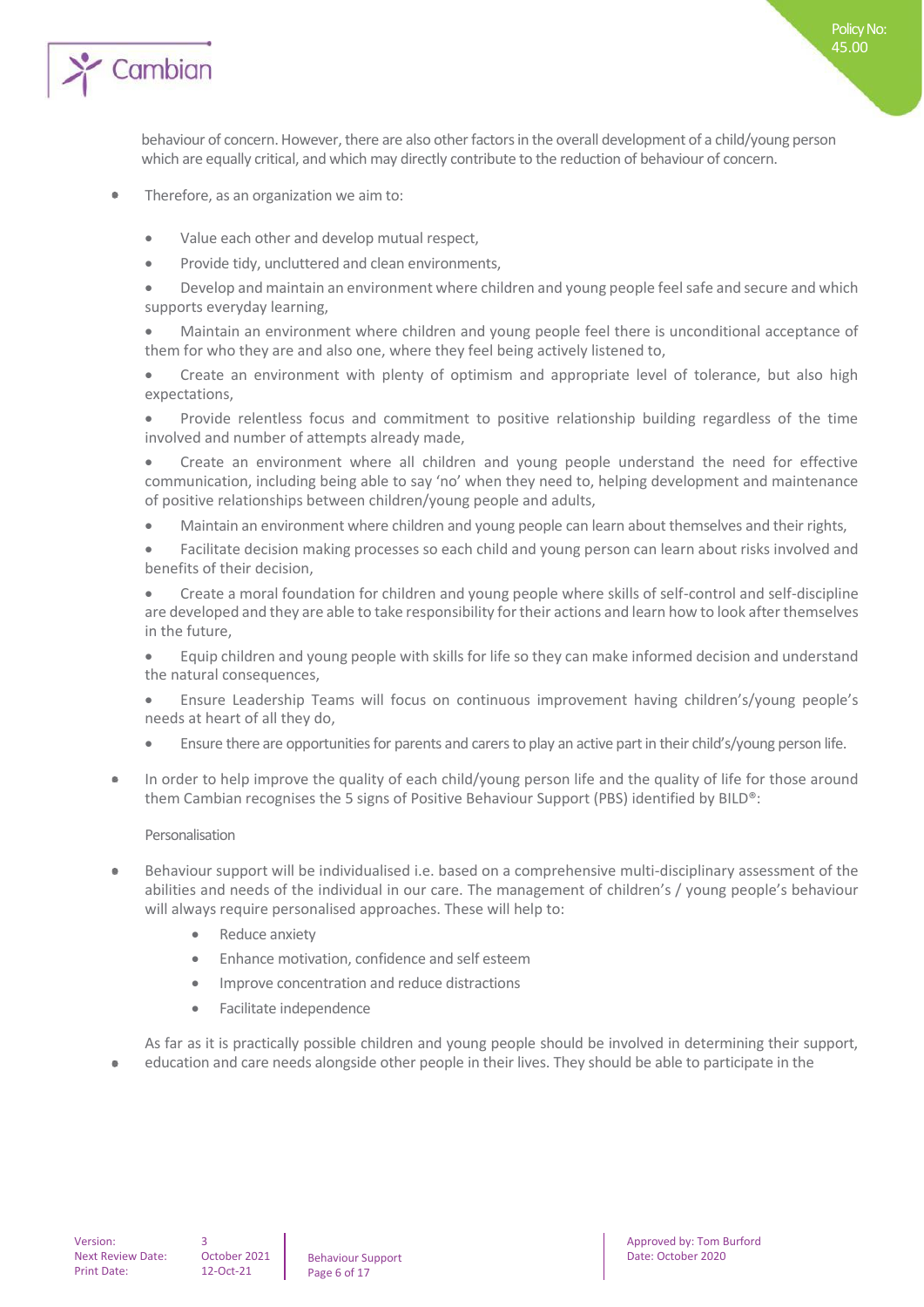behaviour of concern. However, there are also other factors in the overall development of a child/young person which are equally critical, and which may directly contribute to the reduction of behaviour of concern.

- Therefore, as an organization we aim to:

  - Value each other and develop mutual respect,
  - Provide tidy, uncluttered and clean environments,
  - Develop and maintain an environment where children and young people feel safe and secure and which supports everyday learning,
  - Maintain an environment where children and young people feel there is unconditional acceptance of them for who they are and also one, where they feel being actively listened to,
  - Create an environment with plenty of optimism and appropriate level of tolerance, but also high expectations,
  - Provide relentless focus and commitment to positive relationship building regardless of the time involved and number of attempts already made,
  - Create an environment where all children and young people understand the need for effective communication, including being able to say 'no' when they need to, helping development and maintenance of positive relationships between children/young people and adults,
  - Maintain an environment where children and young people can learn about themselves and their rights,
  - Facilitate decision making processes so each child and young person can learn about risks involved and benefits of their decision,
  - Create a moral foundation for children and young people where skills of self-control and self-discipline are developed and they are able to take responsibility for their actions and learn how to look after themselves in the future,
  - Equip children and young people with skills for life so they can make informed decision and understand the natural consequences,
  - Ensure Leadership Teams will focus on continuous improvement having children's/young people's needs at heart of all they do,
  - Ensure there are opportunities for parents and carers to play an active part in their child's/young person life.

- In order to help improve the quality of each child/young person life and the quality of life for those around them Cambian recognises the 5 signs of Positive Behaviour Support (PBS) identified by BILD®:

  Personalisation

- Behaviour support will be individualised i.e. based on a comprehensive multi-disciplinary assessment of the abilities and needs of the individual in our care. The management of children's / young people's behaviour will always require personalised approaches. These will help to:

  - Reduce anxiety
  - Enhance motivation, confidence and self esteem
  - Improve concentration and reduce distractions
  - Facilitate independence

- As far as it is practically possible children and young people should be involved in determining their support, education and care needs alongside other people in their lives. They should be able to participate in the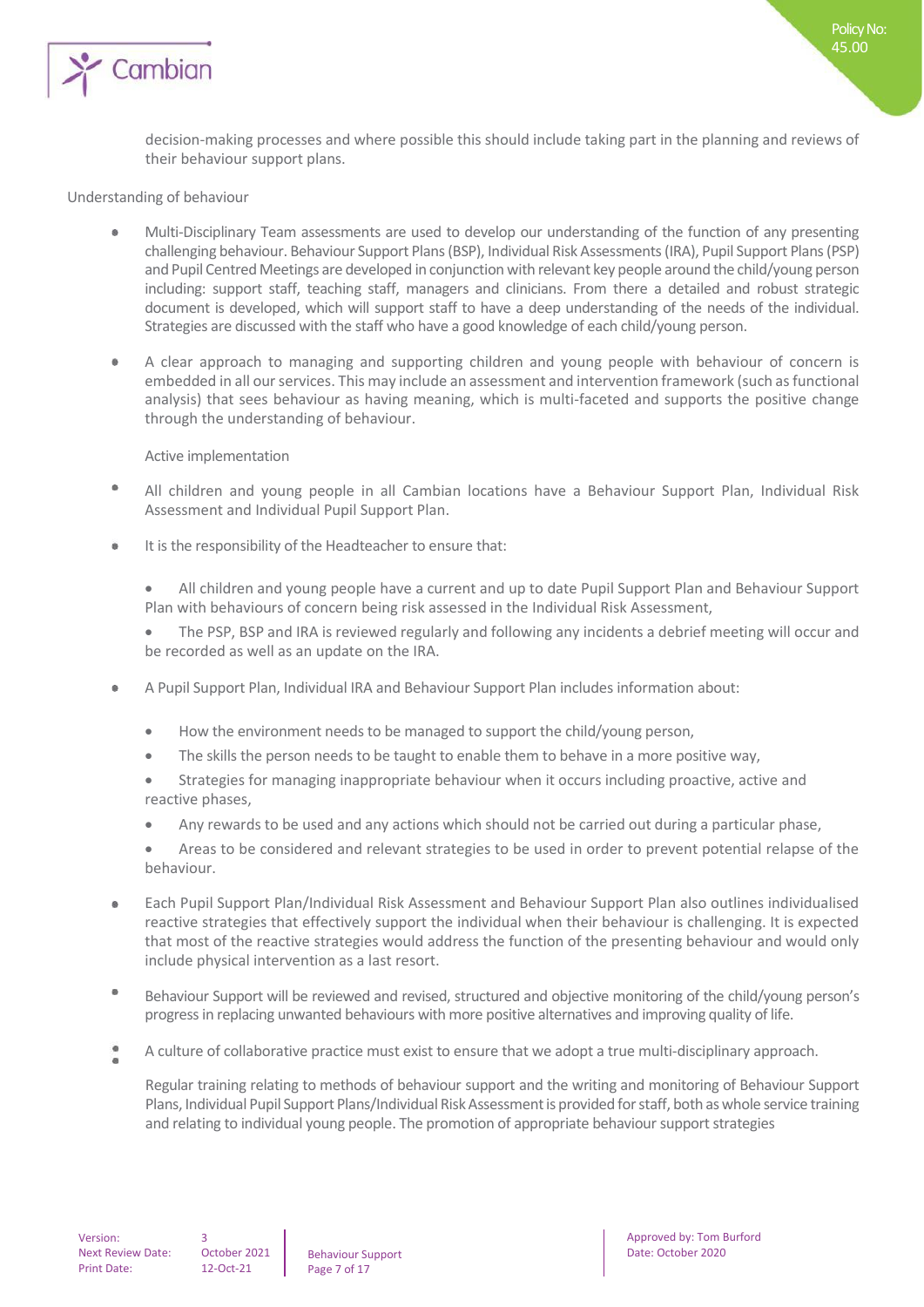decision-making processes and where possible this should include taking part in the planning and reviews of their behaviour support plans.

Understanding of behaviour

- Multi-Disciplinary Team assessments are used to develop our understanding of the function of any presenting challenging behaviour. Behaviour Support Plans (BSP), Individual Risk Assessments (IRA), Pupil Support Plans (PSP) and Pupil Centred Meetings are developed in conjunction with relevant key people around the child/young person including: support staff, teaching staff, managers and clinicians. From there a detailed and robust strategic document is developed, which will support staff to have a deep understanding of the needs of the individual. Strategies are discussed with the staff who have a good knowledge of each child/young person.

- A clear approach to managing and supporting children and young people with behaviour of concern is embedded in all our services. This may include an assessment and intervention framework (such as functional analysis) that sees behaviour as having meaning, which is multi-faceted and supports the positive change through the understanding of behaviour.

Active implementation

- All children and young people in all Cambian locations have a Behaviour Support Plan, Individual Risk Assessment and Individual Pupil Support Plan.

- It is the responsibility of the Headteacher to ensure that:

  - All children and young people have a current and up to date Pupil Support Plan and Behaviour Support Plan with behaviours of concern being risk assessed in the Individual Risk Assessment,
  - The PSP, BSP and IRA is reviewed regularly and following any incidents a debrief meeting will occur and be recorded as well as an update on the IRA.

- A Pupil Support Plan, Individual IRA and Behaviour Support Plan includes information about:

  - How the environment needs to be managed to support the child/young person,
  - The skills the person needs to be taught to enable them to behave in a more positive way,
  - Strategies for managing inappropriate behaviour when it occurs including proactive, active and reactive phases,
  - Any rewards to be used and any actions which should not be carried out during a particular phase,
  - Areas to be considered and relevant strategies to be used in order to prevent potential relapse of the behaviour.

- Each Pupil Support Plan/Individual Risk Assessment and Behaviour Support Plan also outlines individualised reactive strategies that effectively support the individual when their behaviour is challenging. It is expected that most of the reactive strategies would address the function of the presenting behaviour and would only include physical intervention as a last resort.

- Behaviour Support will be reviewed and revised, structured and objective monitoring of the child/young person's progress in replacing unwanted behaviours with more positive alternatives and improving quality of life.

- A culture of collaborative practice must exist to ensure that we adopt a true multi-disciplinary approach.

- Regular training relating to methods of behaviour support and the writing and monitoring of Behaviour Support Plans, Individual Pupil Support Plans/Individual Risk Assessment is provided for staff, both as whole service training and relating to individual young people. The promotion of appropriate behaviour support strategies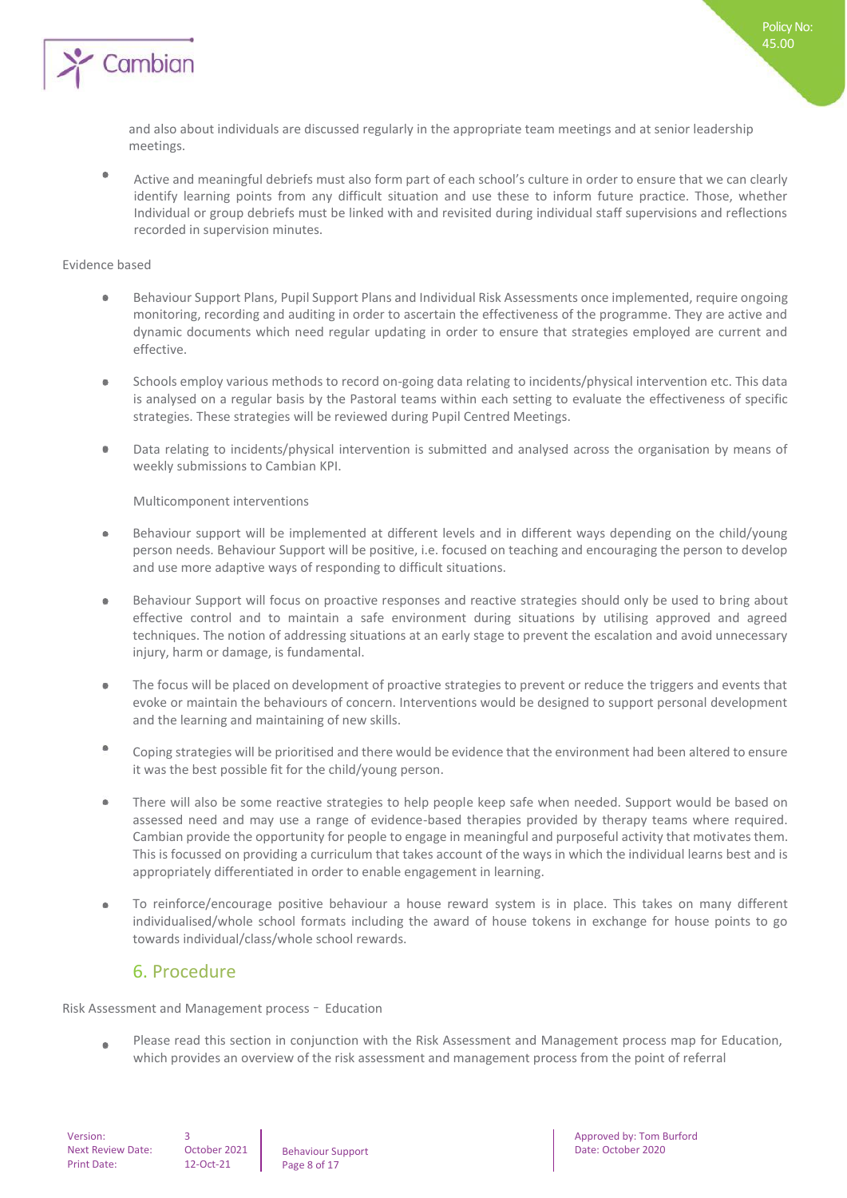and also about individuals are discussed regularly in the appropriate team meetings and at senior leadership meetings.

- Active and meaningful debriefs must also form part of each school's culture in order to ensure that we can clearly identify learning points from any difficult situation and use these to inform future practice. Those, whether Individual or group debriefs must be linked with and revisited during individual staff supervisions and reflections recorded in supervision minutes.

Evidence based

- Behaviour Support Plans, Pupil Support Plans and Individual Risk Assessments once implemented, require ongoing monitoring, recording and auditing in order to ascertain the effectiveness of the programme. They are active and dynamic documents which need regular updating in order to ensure that strategies employed are current and effective.
- Schools employ various methods to record on-going data relating to incidents/physical intervention etc. This data is analysed on a regular basis by the Pastoral teams within each setting to evaluate the effectiveness of specific strategies. These strategies will be reviewed during Pupil Centred Meetings.
- Data relating to incidents/physical intervention is submitted and analysed across the organisation by means of weekly submissions to Cambian KPI.

Multicomponent interventions

- Behaviour support will be implemented at different levels and in different ways depending on the child/young person needs. Behaviour Support will be positive, i.e. focused on teaching and encouraging the person to develop and use more adaptive ways of responding to difficult situations.
- Behaviour Support will focus on proactive responses and reactive strategies should only be used to bring about effective control and to maintain a safe environment during situations by utilising approved and agreed techniques. The notion of addressing situations at an early stage to prevent the escalation and avoid unnecessary injury, harm or damage, is fundamental.
- The focus will be placed on development of proactive strategies to prevent or reduce the triggers and events that evoke or maintain the behaviours of concern. Interventions would be designed to support personal development and the learning and maintaining of new skills.
- Coping strategies will be prioritised and there would be evidence that the environment had been altered to ensure it was the best possible fit for the child/young person.
- There will also be some reactive strategies to help people keep safe when needed. Support would be based on assessed need and may use a range of evidence-based therapies provided by therapy teams where required. Cambian provide the opportunity for people to engage in meaningful and purposeful activity that motivates them. This is focussed on providing a curriculum that takes account of the ways in which the individual learns best and is appropriately differentiated in order to enable engagement in learning.
- To reinforce/encourage positive behaviour a house reward system is in place. This takes on many different individualised/whole school formats including the award of house tokens in exchange for house points to go towards individual/class/whole school rewards.

## 6. Procedure

Risk Assessment and Management process – Education

- Please read this section in conjunction with the Risk Assessment and Management process map for Education, which provides an overview of the risk assessment and management process from the point of referral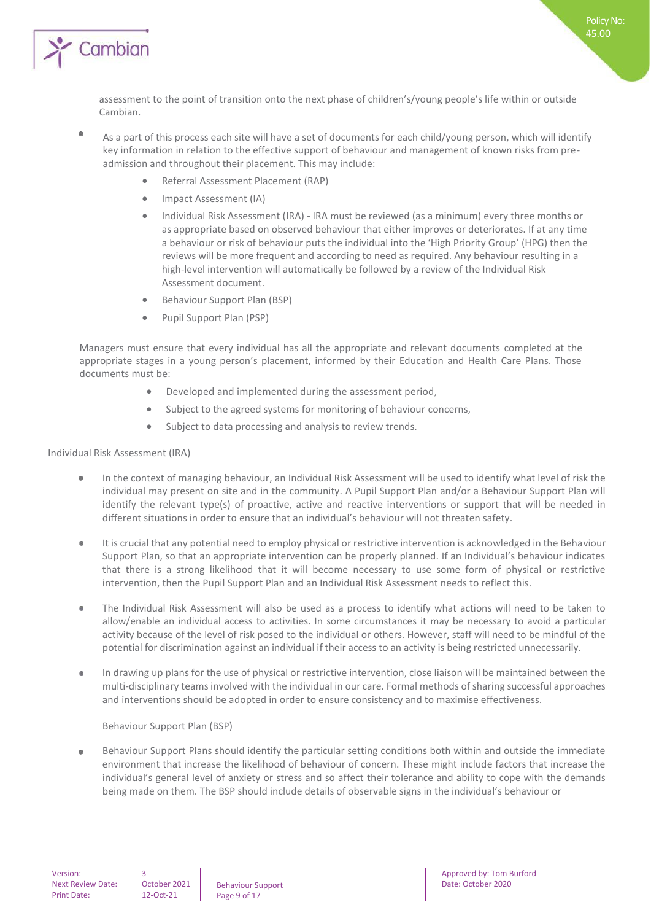assessment to the point of transition onto the next phase of children's/young people's life within or outside Cambian.

- As a part of this process each site will have a set of documents for each child/young person, which will identify key information in relation to the effective support of behaviour and management of known risks from pre-admission and throughout their placement. This may include:
    - Referral Assessment Placement (RAP)
    - Impact Assessment (IA)
    - Individual Risk Assessment (IRA) - IRA must be reviewed (as a minimum) every three months or as appropriate based on observed behaviour that either improves or deteriorates. If at any time a behaviour or risk of behaviour puts the individual into the 'High Priority Group' (HPG) then the reviews will be more frequent and according to need as required. Any behaviour resulting in a high-level intervention will automatically be followed by a review of the Individual Risk Assessment document.
    - Behaviour Support Plan (BSP)
    - Pupil Support Plan (PSP)

Managers must ensure that every individual has all the appropriate and relevant documents completed at the appropriate stages in a young person's placement, informed by their Education and Health Care Plans. Those documents must be:

- Developed and implemented during the assessment period,
- Subject to the agreed systems for monitoring of behaviour concerns,
- Subject to data processing and analysis to review trends.

Individual Risk Assessment (IRA)

- In the context of managing behaviour, an Individual Risk Assessment will be used to identify what level of risk the individual may present on site and in the community. A Pupil Support Plan and/or a Behaviour Support Plan will identify the relevant type(s) of proactive, active and reactive interventions or support that will be needed in different situations in order to ensure that an individual's behaviour will not threaten safety.
- It is crucial that any potential need to employ physical or restrictive intervention is acknowledged in the Behaviour Support Plan, so that an appropriate intervention can be properly planned. If an Individual's behaviour indicates that there is a strong likelihood that it will become necessary to use some form of physical or restrictive intervention, then the Pupil Support Plan and an Individual Risk Assessment needs to reflect this.
- The Individual Risk Assessment will also be used as a process to identify what actions will need to be taken to allow/enable an individual access to activities. In some circumstances it may be necessary to avoid a particular activity because of the level of risk posed to the individual or others. However, staff will need to be mindful of the potential for discrimination against an individual if their access to an activity is being restricted unnecessarily.
- In drawing up plans for the use of physical or restrictive intervention, close liaison will be maintained between the multi-disciplinary teams involved with the individual in our care. Formal methods of sharing successful approaches and interventions should be adopted in order to ensure consistency and to maximise effectiveness.

Behaviour Support Plan (BSP)

- Behaviour Support Plans should identify the particular setting conditions both within and outside the immediate environment that increase the likelihood of behaviour of concern. These might include factors that increase the individual's general level of anxiety or stress and so affect their tolerance and ability to cope with the demands being made on them. The BSP should include details of observable signs in the individual's behaviour or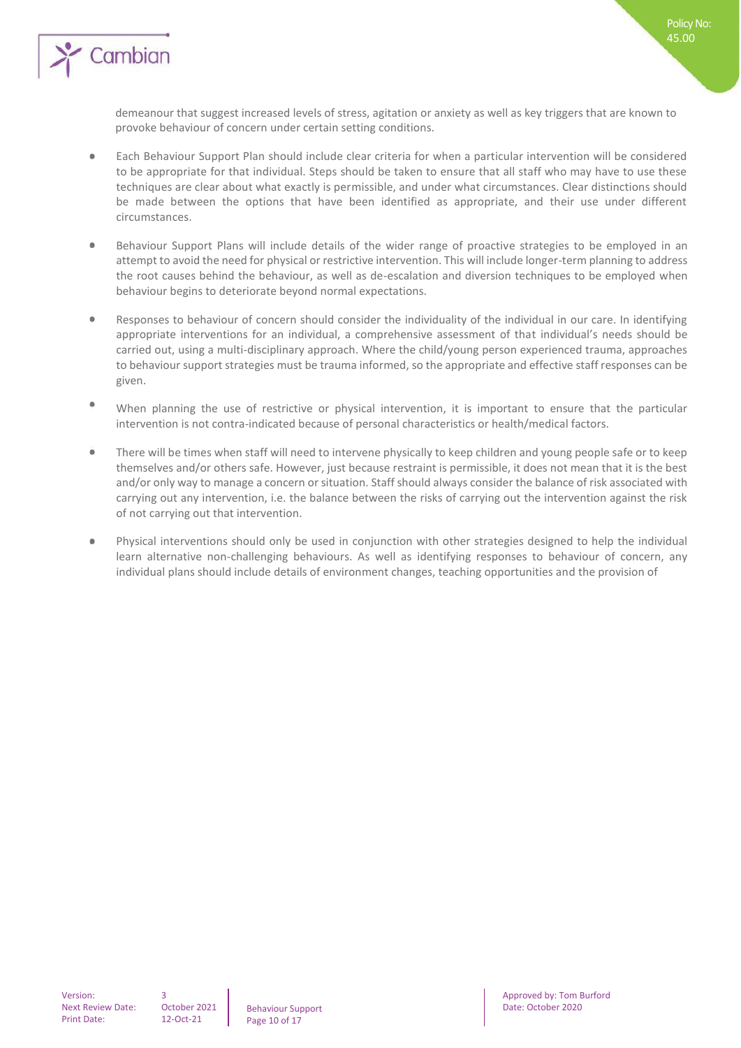demeanour that suggest increased levels of stress, agitation or anxiety as well as key triggers that are known to provoke behaviour of concern under certain setting conditions.

- Each Behaviour Support Plan should include clear criteria for when a particular intervention will be considered to be appropriate for that individual. Steps should be taken to ensure that all staff who may have to use these techniques are clear about what exactly is permissible, and under what circumstances. Clear distinctions should be made between the options that have been identified as appropriate, and their use under different circumstances.

- Behaviour Support Plans will include details of the wider range of proactive strategies to be employed in an attempt to avoid the need for physical or restrictive intervention. This will include longer-term planning to address the root causes behind the behaviour, as well as de-escalation and diversion techniques to be employed when behaviour begins to deteriorate beyond normal expectations.

- Responses to behaviour of concern should consider the individuality of the individual in our care. In identifying appropriate interventions for an individual, a comprehensive assessment of that individual's needs should be carried out, using a multi-disciplinary approach. Where the child/young person experienced trauma, approaches to behaviour support strategies must be trauma informed, so the appropriate and effective staff responses can be given.

- When planning the use of restrictive or physical intervention, it is important to ensure that the particular intervention is not contra-indicated because of personal characteristics or health/medical factors.

- There will be times when staff will need to intervene physically to keep children and young people safe or to keep themselves and/or others safe. However, just because restraint is permissible, it does not mean that it is the best and/or only way to manage a concern or situation. Staff should always consider the balance of risk associated with carrying out any intervention, i.e. the balance between the risks of carrying out the intervention against the risk of not carrying out that intervention.

- Physical interventions should only be used in conjunction with other strategies designed to help the individual learn alternative non-challenging behaviours. As well as identifying responses to behaviour of concern, any individual plans should include details of environment changes, teaching opportunities and the provision of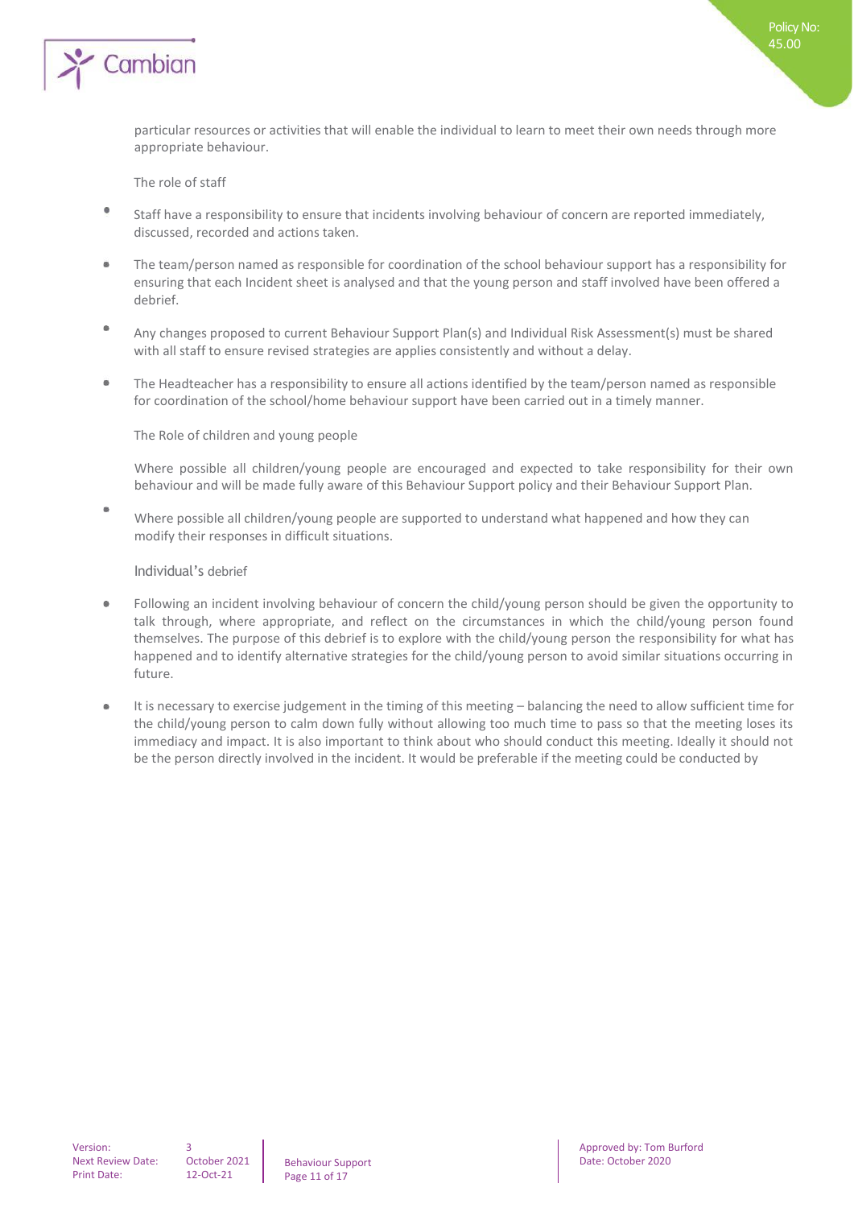particular resources or activities that will enable the individual to learn to meet their own needs through more appropriate behaviour.

The role of staff

- Staff have a responsibility to ensure that incidents involving behaviour of concern are reported immediately, discussed, recorded and actions taken.
- The team/person named as responsible for coordination of the school behaviour support has a responsibility for ensuring that each Incident sheet is analysed and that the young person and staff involved have been offered a debrief.
- Any changes proposed to current Behaviour Support Plan(s) and Individual Risk Assessment(s) must be shared with all staff to ensure revised strategies are applies consistently and without a delay.
- The Headteacher has a responsibility to ensure all actions identified by the team/person named as responsible for coordination of the school/home behaviour support have been carried out in a timely manner.

The Role of children and young people

Where possible all children/young people are encouraged and expected to take responsibility for their own behaviour and will be made fully aware of this Behaviour Support policy and their Behaviour Support Plan.

- Where possible all children/young people are supported to understand what happened and how they can modify their responses in difficult situations.

Individual's debrief

- Following an incident involving behaviour of concern the child/young person should be given the opportunity to talk through, where appropriate, and reflect on the circumstances in which the child/young person found themselves. The purpose of this debrief is to explore with the child/young person the responsibility for what has happened and to identify alternative strategies for the child/young person to avoid similar situations occurring in future.
- It is necessary to exercise judgement in the timing of this meeting – balancing the need to allow sufficient time for the child/young person to calm down fully without allowing too much time to pass so that the meeting loses its immediacy and impact. It is also important to think about who should conduct this meeting. Ideally it should not be the person directly involved in the incident. It would be preferable if the meeting could be conducted by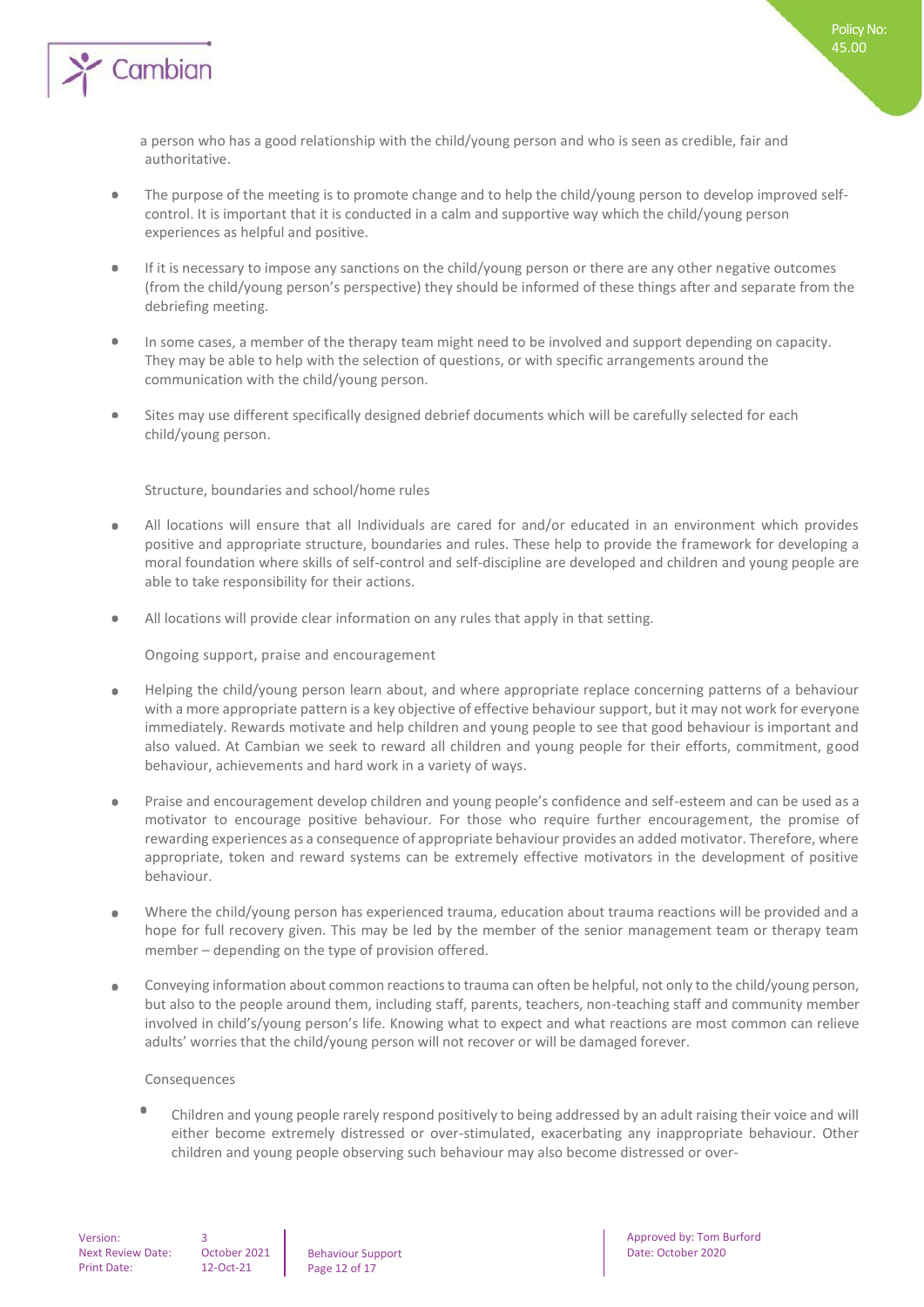a person who has a good relationship with the child/young person and who is seen as credible, fair and authoritative.

- The purpose of the meeting is to promote change and to help the child/young person to develop improved self-control. It is important that it is conducted in a calm and supportive way which the child/young person experiences as helpful and positive.
- If it is necessary to impose any sanctions on the child/young person or there are any other negative outcomes (from the child/young person's perspective) they should be informed of these things after and separate from the debriefing meeting.
- In some cases, a member of the therapy team might need to be involved and support depending on capacity. They may be able to help with the selection of questions, or with specific arrangements around the communication with the child/young person.
- Sites may use different specifically designed debrief documents which will be carefully selected for each child/young person.

Structure, boundaries and school/home rules

- All locations will ensure that all Individuals are cared for and/or educated in an environment which provides positive and appropriate structure, boundaries and rules. These help to provide the framework for developing a moral foundation where skills of self-control and self-discipline are developed and children and young people are able to take responsibility for their actions.
- All locations will provide clear information on any rules that apply in that setting.

Ongoing support, praise and encouragement

- Helping the child/young person learn about, and where appropriate replace concerning patterns of a behaviour with a more appropriate pattern is a key objective of effective behaviour support, but it may not work for everyone immediately. Rewards motivate and help children and young people to see that good behaviour is important and also valued. At Cambian we seek to reward all children and young people for their efforts, commitment, good behaviour, achievements and hard work in a variety of ways.
- Praise and encouragement develop children and young people's confidence and self-esteem and can be used as a motivator to encourage positive behaviour. For those who require further encouragement, the promise of rewarding experiences as a consequence of appropriate behaviour provides an added motivator. Therefore, where appropriate, token and reward systems can be extremely effective motivators in the development of positive behaviour.
- Where the child/young person has experienced trauma, education about trauma reactions will be provided and a hope for full recovery given. This may be led by the member of the senior management team or therapy team member – depending on the type of provision offered.
- Conveying information about common reactions to trauma can often be helpful, not only to the child/young person, but also to the people around them, including staff, parents, teachers, non-teaching staff and community member involved in child's/young person's life. Knowing what to expect and what reactions are most common can relieve adults' worries that the child/young person will not recover or will be damaged forever.

Consequences

- Children and young people rarely respond positively to being addressed by an adult raising their voice and will either become extremely distressed or over-stimulated, exacerbating any inappropriate behaviour. Other children and young people observing such behaviour may also become distressed or over-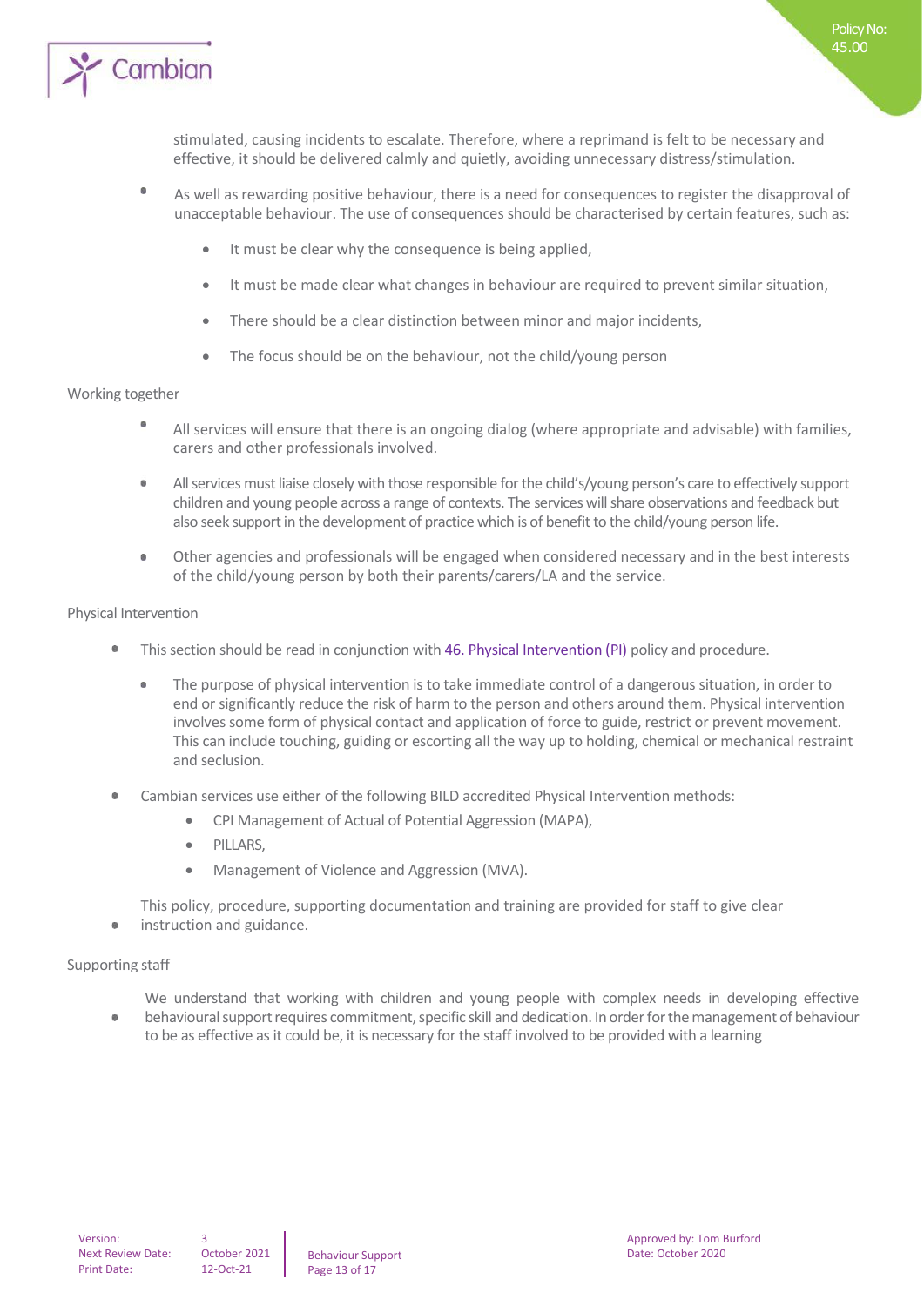stimulated, causing incidents to escalate. Therefore, where a reprimand is felt to be necessary and effective, it should be delivered calmly and quietly, avoiding unnecessary distress/stimulation.

- As well as rewarding positive behaviour, there is a need for consequences to register the disapproval of unacceptable behaviour. The use of consequences should be characterised by certain features, such as:
    - It must be clear why the consequence is being applied,
    - It must be made clear what changes in behaviour are required to prevent similar situation,
    - There should be a clear distinction between minor and major incidents,
    - The focus should be on the behaviour, not the child/young person

Working together

- All services will ensure that there is an ongoing dialog (where appropriate and advisable) with families, carers and other professionals involved.
- All services must liaise closely with those responsible for the child's/young person's care to effectively support children and young people across a range of contexts. The services will share observations and feedback but also seek support in the development of practice which is of benefit to the child/young person life.
- Other agencies and professionals will be engaged when considered necessary and in the best interests of the child/young person by both their parents/carers/LA and the service.

Physical Intervention

- This section should be read in conjunction with 46. Physical Intervention (PI) policy and procedure.
    - The purpose of physical intervention is to take immediate control of a dangerous situation, in order to end or significantly reduce the risk of harm to the person and others around them. Physical intervention involves some form of physical contact and application of force to guide, restrict or prevent movement. This can include touching, guiding or escorting all the way up to holding, chemical or mechanical restraint and seclusion.
- Cambian services use either of the following BILD accredited Physical Intervention methods:
    - CPI Management of Actual of Potential Aggression (MAPA),
    - PILLARS,
    - Management of Violence and Aggression (MVA).
- This policy, procedure, supporting documentation and training are provided for staff to give clear instruction and guidance.

Supporting staff

- We understand that working with children and young people with complex needs in developing effective behavioural support requires commitment, specific skill and dedication. In order for the management of behaviour to be as effective as it could be, it is necessary for the staff involved to be provided with a learning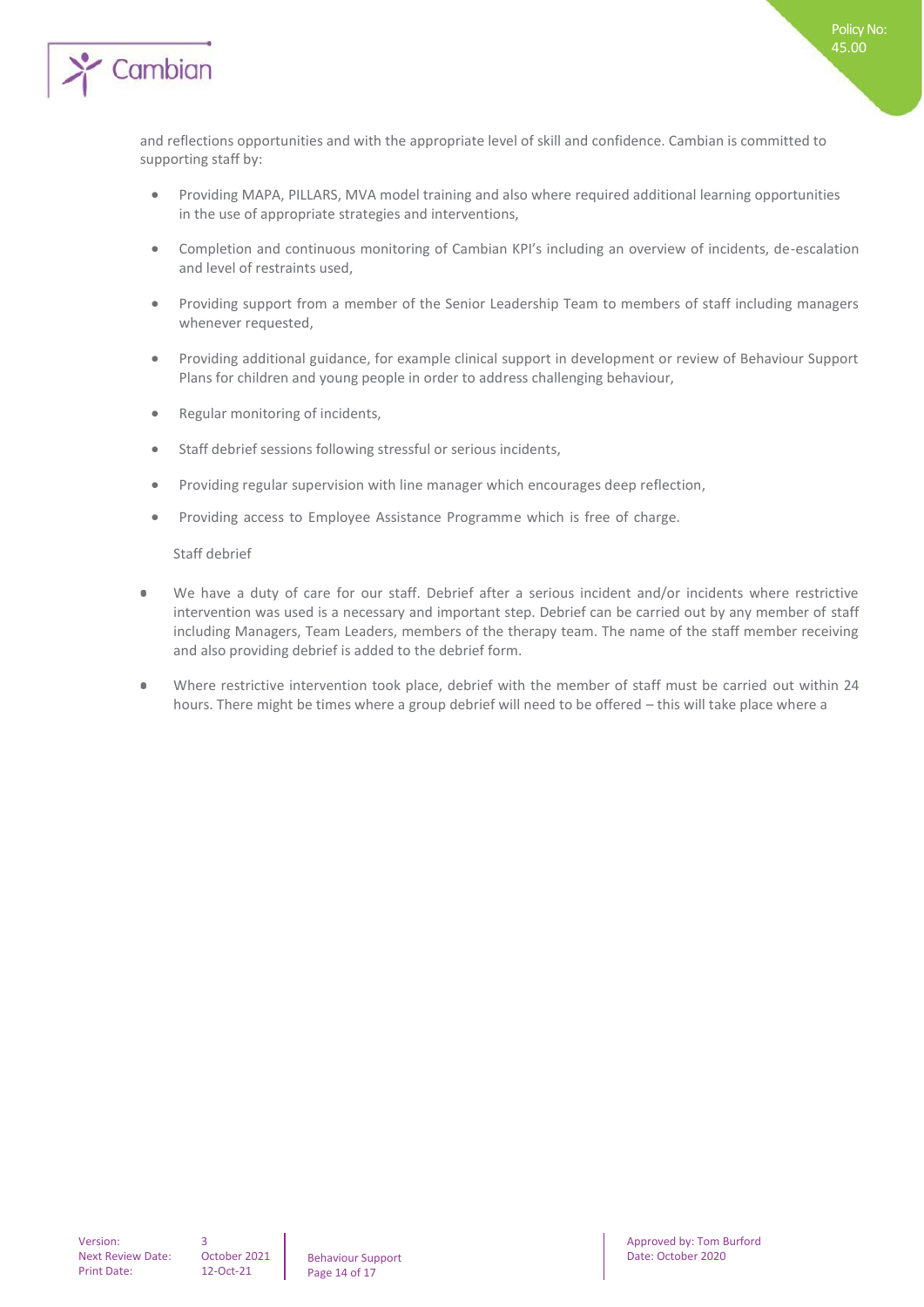and reflections opportunities and with the appropriate level of skill and confidence. Cambian is committed to supporting staff by:

- Providing MAPA, PILLARS, MVA model training and also where required additional learning opportunities in the use of appropriate strategies and interventions,
- Completion and continuous monitoring of Cambian KPI's including an overview of incidents, de-escalation and level of restraints used,
- Providing support from a member of the Senior Leadership Team to members of staff including managers whenever requested,
- Providing additional guidance, for example clinical support in development or review of Behaviour Support Plans for children and young people in order to address challenging behaviour,
- Regular monitoring of incidents,
- Staff debrief sessions following stressful or serious incidents,
- Providing regular supervision with line manager which encourages deep reflection,
- Providing access to Employee Assistance Programme which is free of charge.

Staff debrief

- We have a duty of care for our staff. Debrief after a serious incident and/or incidents where restrictive intervention was used is a necessary and important step. Debrief can be carried out by any member of staff including Managers, Team Leaders, members of the therapy team. The name of the staff member receiving and also providing debrief is added to the debrief form.
- Where restrictive intervention took place, debrief with the member of staff must be carried out within 24 hours. There might be times where a group debrief will need to be offered – this will take place where a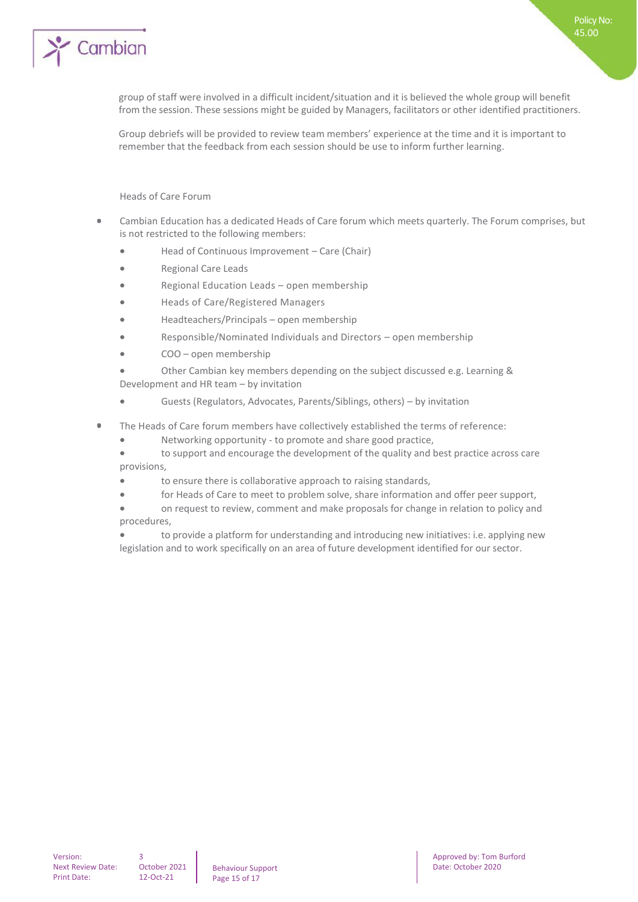group of staff were involved in a difficult incident/situation and it is believed the whole group will benefit from the session. These sessions might be guided by Managers, facilitators or other identified practitioners.

Group debriefs will be provided to review team members' experience at the time and it is important to remember that the feedback from each session should be use to inform further learning.

Heads of Care Forum

- Cambian Education has a dedicated Heads of Care forum which meets quarterly. The Forum comprises, but is not restricted to the following members:
  - Head of Continuous Improvement – Care (Chair)
  - Regional Care Leads
  - Regional Education Leads – open membership
  - Heads of Care/Registered Managers
  - Headteachers/Principals – open membership
  - Responsible/Nominated Individuals and Directors – open membership
  - COO – open membership
  - Other Cambian key members depending on the subject discussed e.g. Learning & Development and HR team – by invitation
  - Guests (Regulators, Advocates, Parents/Siblings, others) – by invitation
- The Heads of Care forum members have collectively established the terms of reference:
  - Networking opportunity - to promote and share good practice,
  - to support and encourage the development of the quality and best practice across care provisions,
  - to ensure there is collaborative approach to raising standards,
  - for Heads of Care to meet to problem solve, share information and offer peer support,
  - on request to review, comment and make proposals for change in relation to policy and procedures,
  - to provide a platform for understanding and introducing new initiatives: i.e. applying new legislation and to work specifically on an area of future development identified for our sector.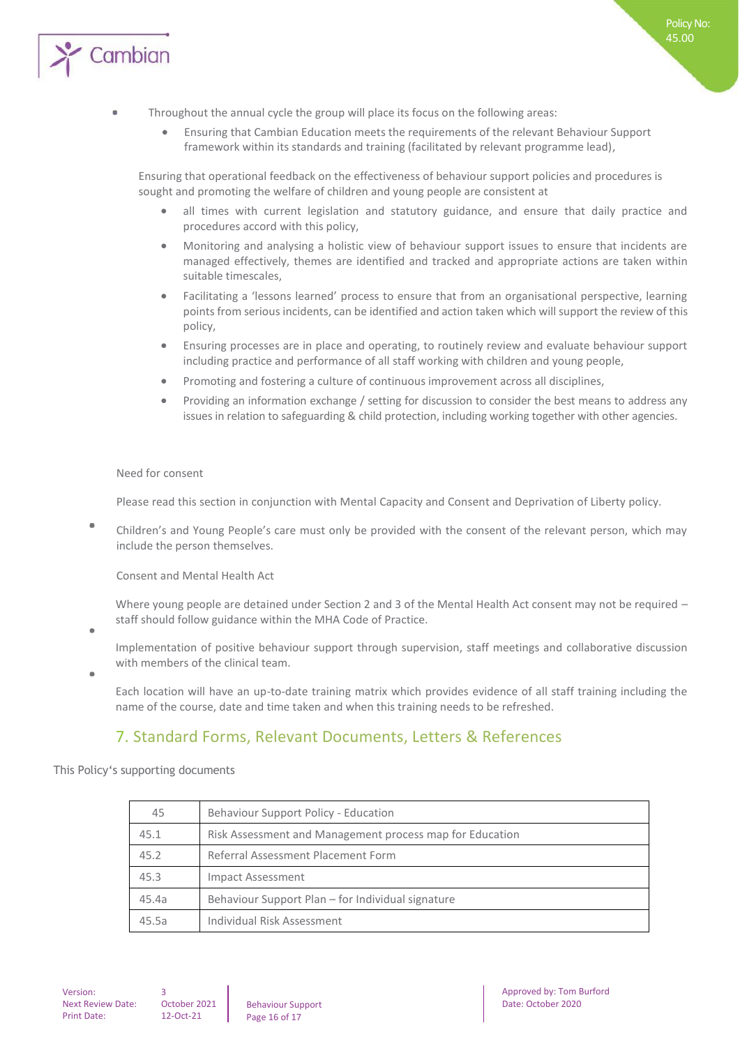- Throughout the annual cycle the group will place its focus on the following areas:
  - Ensuring that Cambian Education meets the requirements of the relevant Behaviour Support framework within its standards and training (facilitated by relevant programme lead),

  Ensuring that operational feedback on the effectiveness of behaviour support policies and procedures is sought and promoting the welfare of children and young people are consistent at

  - all times with current legislation and statutory guidance, and ensure that daily practice and procedures accord with this policy,
  - Monitoring and analysing a holistic view of behaviour support issues to ensure that incidents are managed effectively, themes are identified and tracked and appropriate actions are taken within suitable timescales,
  - Facilitating a 'lessons learned' process to ensure that from an organisational perspective, learning points from serious incidents, can be identified and action taken which will support the review of this policy,
  - Ensuring processes are in place and operating, to routinely review and evaluate behaviour support including practice and performance of all staff working with children and young people,
  - Promoting and fostering a culture of continuous improvement across all disciplines,
  - Providing an information exchange / setting for discussion to consider the best means to address any issues in relation to safeguarding & child protection, including working together with other agencies.

Need for consent

Please read this section in conjunction with Mental Capacity and Consent and Deprivation of Liberty policy.

- Children's and Young People's care must only be provided with the consent of the relevant person, which may include the person themselves.

Consent and Mental Health Act

Where young people are detained under Section 2 and 3 of the Mental Health Act consent may not be required – staff should follow guidance within the MHA Code of Practice.

- Implementation of positive behaviour support through supervision, staff meetings and collaborative discussion with members of the clinical team.
- Each location will have an up-to-date training matrix which provides evidence of all staff training including the name of the course, date and time taken and when this training needs to be refreshed.

## 7. Standard Forms, Relevant Documents, Letters & References

This Policy's supporting documents

| 45 | Behaviour Support Policy - Education |
|---|---|
| 45.1 | Risk Assessment and Management process map for Education |
| 45.2 | Referral Assessment Placement Form |
| 45.3 | Impact Assessment |
| 45.4a | Behaviour Support Plan – for Individual signature |
| 45.5a | Individual Risk Assessment |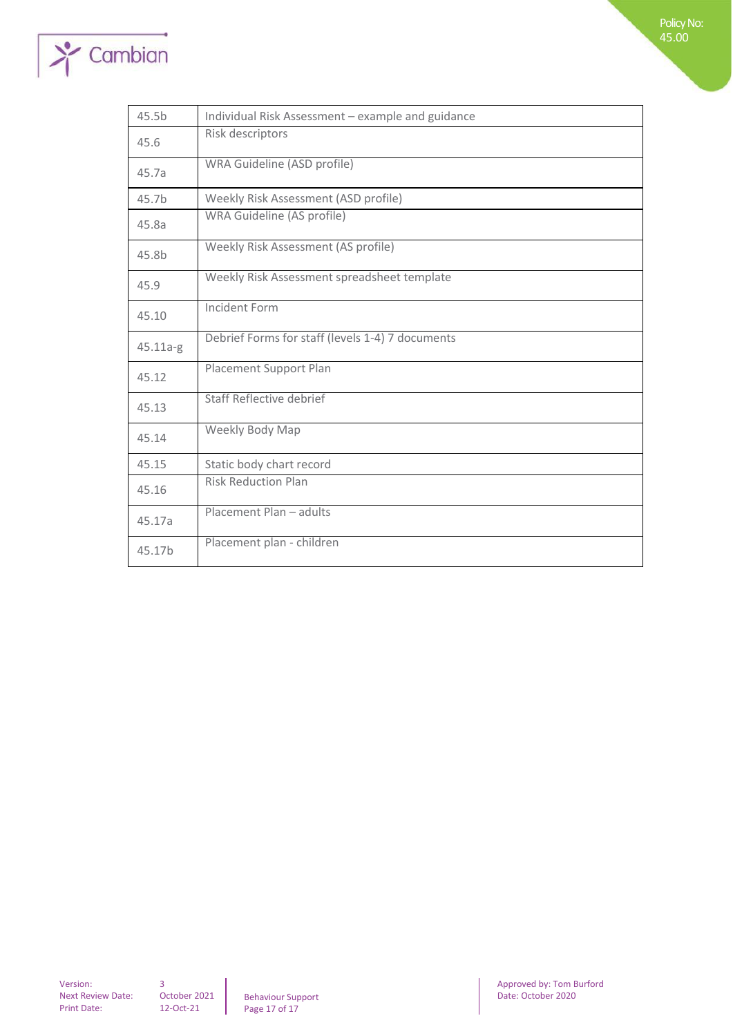| | |
|---|---|
| 45.5b | Individual Risk Assessment – example and guidance |
| 45.6 | Risk descriptors |
| 45.7a | WRA Guideline (ASD profile) |
| 45.7b | Weekly Risk Assessment (ASD profile) |
| 45.8a | WRA Guideline (AS profile) |
| 45.8b | Weekly Risk Assessment (AS profile) |
| 45.9 | Weekly Risk Assessment spreadsheet template |
| 45.10 | Incident Form |
| 45.11a-g | Debrief Forms for staff (levels 1-4) 7 documents |
| 45.12 | Placement Support Plan |
| 45.13 | Staff Reflective debrief |
| 45.14 | Weekly Body Map |
| 45.15 | Static body chart record |
| 45.16 | Risk Reduction Plan |
| 45.17a | Placement Plan – adults |
| 45.17b | Placement plan - children |